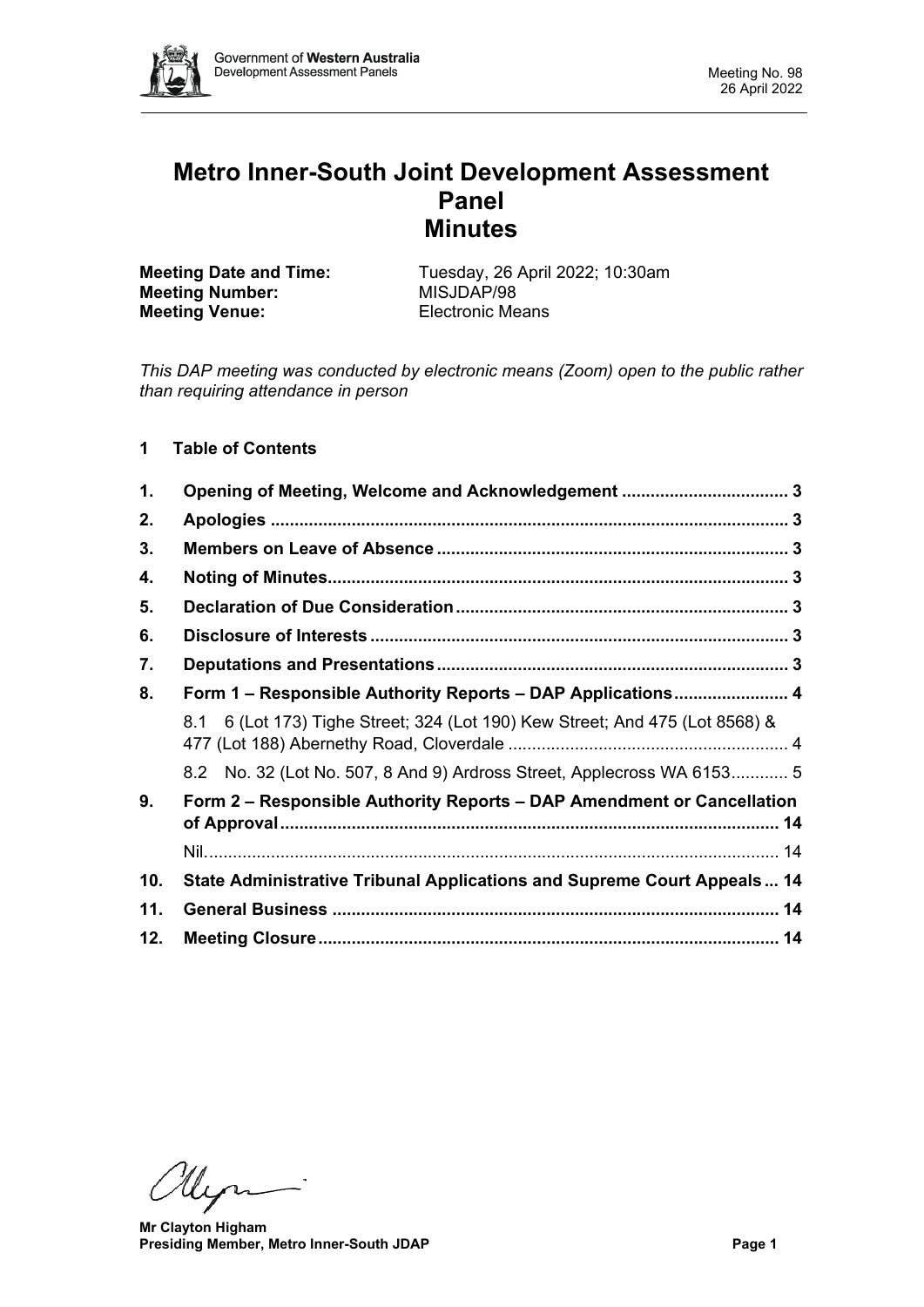# Metro Inner-South Joint Development Assessment Panel
# Minutes

**Meeting Date and Time:** Tuesday, 26 April 2022; 10:30am
**Meeting Number:** MISJDAP/98
**Meeting Venue:** Electronic Means

*This DAP meeting was conducted by electronic means (Zoom) open to the public rather than requiring attendance in person*

## 1 Table of Contents

| | | |
|---|---|---|
| **1.** | **Opening of Meeting, Welcome and Acknowledgement** | **3** |
| **2.** | **Apologies** | **3** |
| **3.** | **Members on Leave of Absence** | **3** |
| **4.** | **Noting of Minutes** | **3** |
| **5.** | **Declaration of Due Consideration** | **3** |
| **6.** | **Disclosure of Interests** | **3** |
| **7.** | **Deputations and Presentations** | **3** |
| **8.** | **Form 1 – Responsible Authority Reports – DAP Applications** | **4** |
| | 8.1 6 (Lot 173) Tighe Street; 324 (Lot 190) Kew Street; And 475 (Lot 8568) & 477 (Lot 188) Abernethy Road, Cloverdale | 4 |
| | 8.2 No. 32 (Lot No. 507, 8 And 9) Ardross Street, Applecross WA 6153 | 5 |
| **9.** | **Form 2 – Responsible Authority Reports – DAP Amendment or Cancellation of Approval** | **14** |
| | Nil | 14 |
| **10.** | **State Administrative Tribunal Applications and Supreme Court Appeals** | **14** |
| **11.** | **General Business** | **14** |
| **12.** | **Meeting Closure** | **14** |

**Mr Clayton Higham**
**Presiding Member, Metro Inner-South JDAP**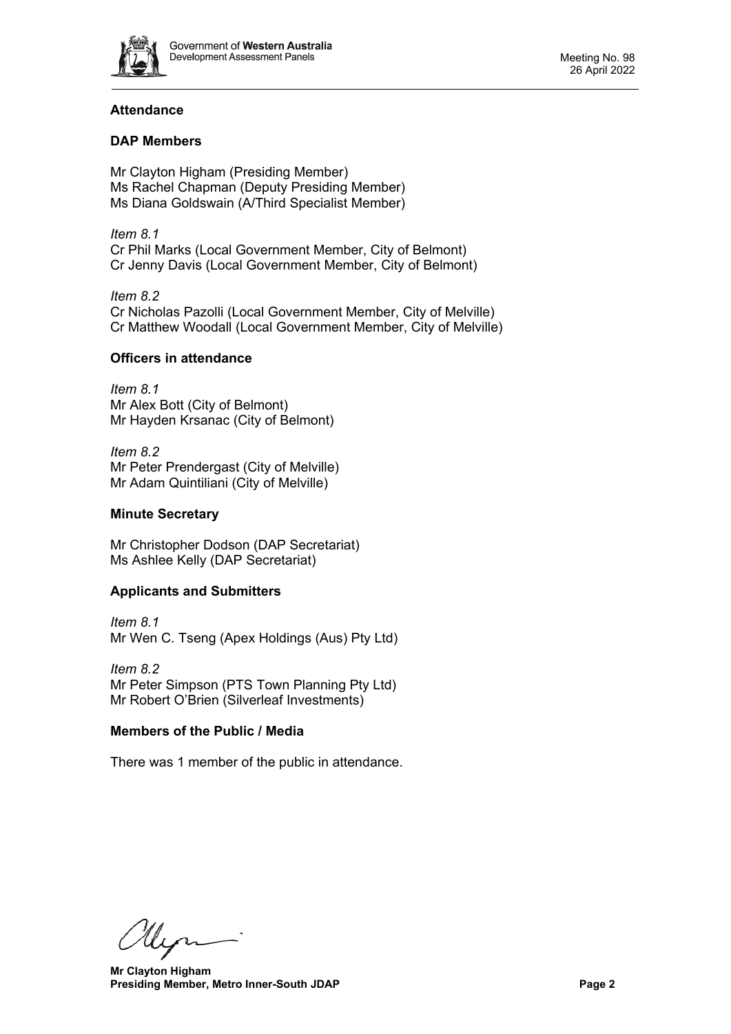## Attendance

### DAP Members

Mr Clayton Higham (Presiding Member)
Ms Rachel Chapman (Deputy Presiding Member)
Ms Diana Goldswain (A/Third Specialist Member)

*Item 8.1*
Cr Phil Marks (Local Government Member, City of Belmont)
Cr Jenny Davis (Local Government Member, City of Belmont)

*Item 8.2*
Cr Nicholas Pazolli (Local Government Member, City of Melville)
Cr Matthew Woodall (Local Government Member, City of Melville)

### Officers in attendance

*Item 8.1*
Mr Alex Bott (City of Belmont)
Mr Hayden Krsanac (City of Belmont)

*Item 8.2*
Mr Peter Prendergast (City of Melville)
Mr Adam Quintiliani (City of Melville)

### Minute Secretary

Mr Christopher Dodson (DAP Secretariat)
Ms Ashlee Kelly (DAP Secretariat)

### Applicants and Submitters

*Item 8.1*
Mr Wen C. Tseng (Apex Holdings (Aus) Pty Ltd)

*Item 8.2*
Mr Peter Simpson (PTS Town Planning Pty Ltd)
Mr Robert O'Brien (Silverleaf Investments)

### Members of the Public / Media

There was 1 member of the public in attendance.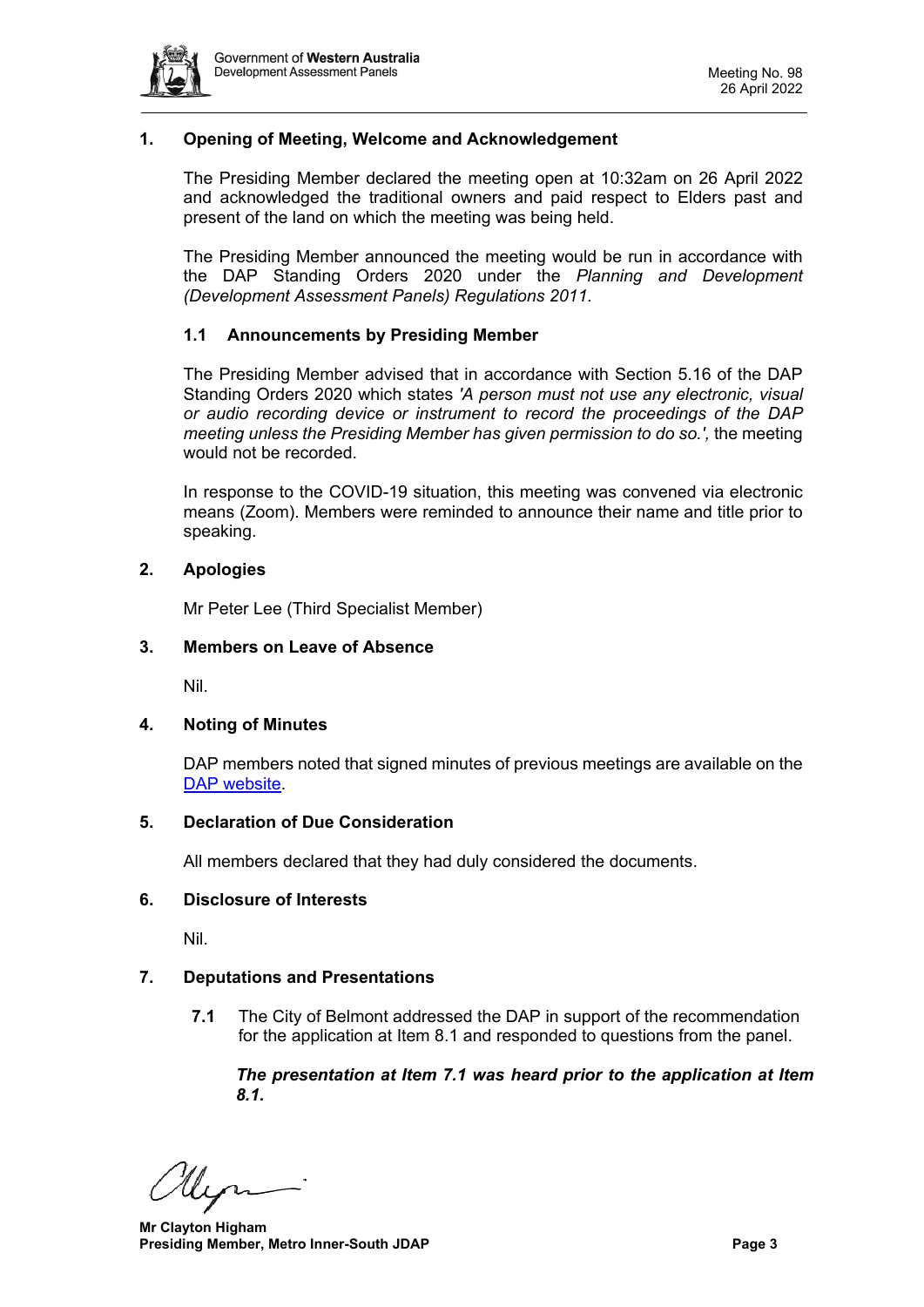## 1. Opening of Meeting, Welcome and Acknowledgement

The Presiding Member declared the meeting open at 10:32am on 26 April 2022 and acknowledged the traditional owners and paid respect to Elders past and present of the land on which the meeting was being held.

The Presiding Member announced the meeting would be run in accordance with the DAP Standing Orders 2020 under the *Planning and Development (Development Assessment Panels) Regulations 2011.*

### 1.1 Announcements by Presiding Member

The Presiding Member advised that in accordance with Section 5.16 of the DAP Standing Orders 2020 which states *'A person must not use any electronic, visual or audio recording device or instrument to record the proceedings of the DAP meeting unless the Presiding Member has given permission to do so.',* the meeting would not be recorded.

In response to the COVID-19 situation, this meeting was convened via electronic means (Zoom). Members were reminded to announce their name and title prior to speaking.

## 2. Apologies

Mr Peter Lee (Third Specialist Member)

## 3. Members on Leave of Absence

Nil.

## 4. Noting of Minutes

DAP members noted that signed minutes of previous meetings are available on the [DAP website](#).

## 5. Declaration of Due Consideration

All members declared that they had duly considered the documents.

## 6. Disclosure of Interests

Nil.

## 7. Deputations and Presentations

**7.1** The City of Belmont addressed the DAP in support of the recommendation for the application at Item 8.1 and responded to questions from the panel.

***The presentation at Item 7.1 was heard prior to the application at Item 8.1.***

**Mr Clayton Higham**
**Presiding Member, Metro Inner-South JDAP**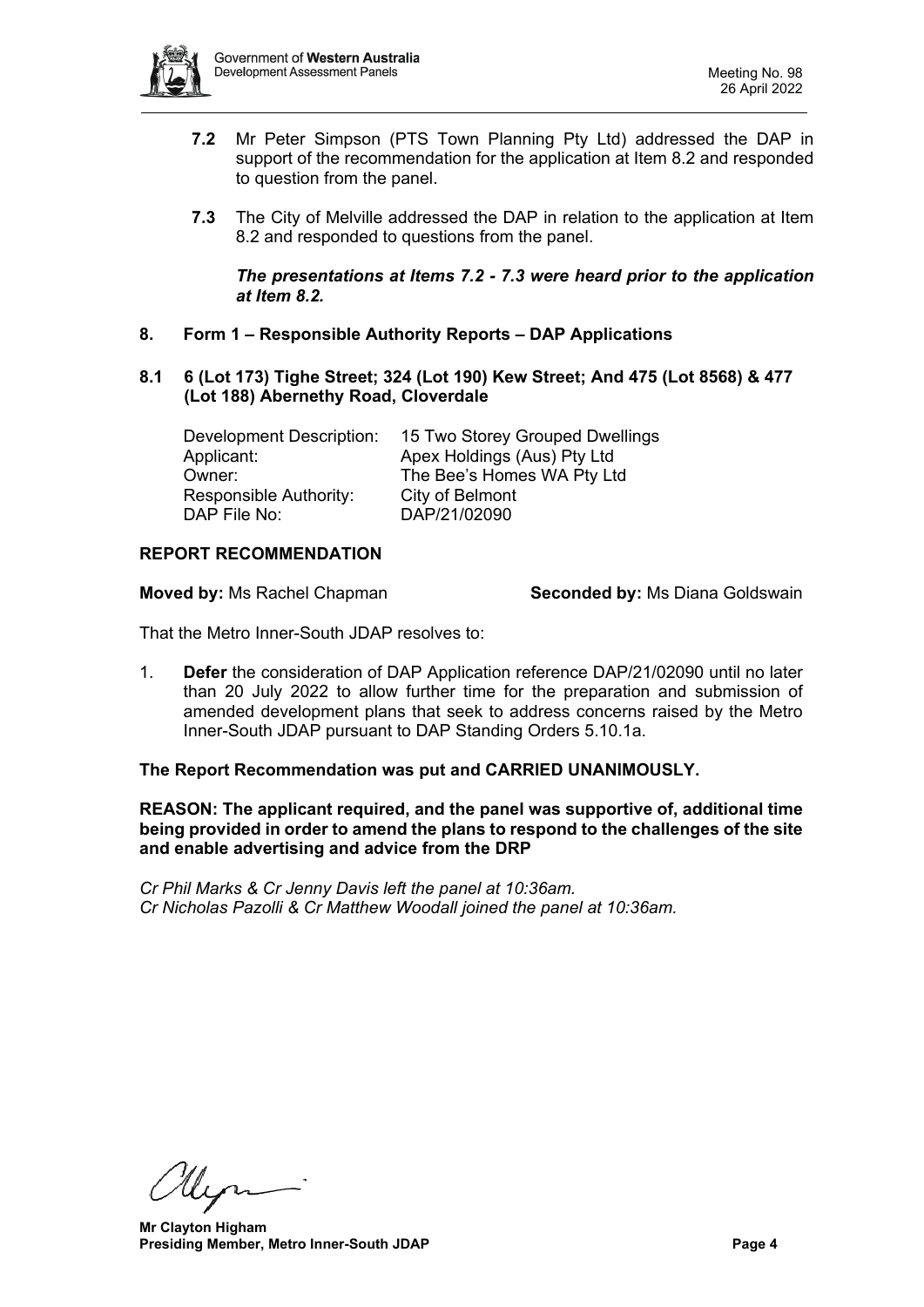**7.2** Mr Peter Simpson (PTS Town Planning Pty Ltd) addressed the DAP in support of the recommendation for the application at Item 8.2 and responded to question from the panel.

**7.3** The City of Melville addressed the DAP in relation to the application at Item 8.2 and responded to questions from the panel.

***The presentations at Items 7.2 - 7.3 were heard prior to the application at Item 8.2.***

## 8. Form 1 – Responsible Authority Reports – DAP Applications

### 8.1 6 (Lot 173) Tighe Street; 324 (Lot 190) Kew Street; And 475 (Lot 8568) & 477 (Lot 188) Abernethy Road, Cloverdale

| | |
|---|---|
| Development Description: | 15 Two Storey Grouped Dwellings |
| Applicant: | Apex Holdings (Aus) Pty Ltd |
| Owner: | The Bee's Homes WA Pty Ltd |
| Responsible Authority: | City of Belmont |
| DAP File No: | DAP/21/02090 |

**REPORT RECOMMENDATION**

**Moved by:** Ms Rachel Chapman **Seconded by:** Ms Diana Goldswain

That the Metro Inner-South JDAP resolves to:

1. **Defer** the consideration of DAP Application reference DAP/21/02090 until no later than 20 July 2022 to allow further time for the preparation and submission of amended development plans that seek to address concerns raised by the Metro Inner-South JDAP pursuant to DAP Standing Orders 5.10.1a.

**The Report Recommendation was put and CARRIED UNANIMOUSLY.**

**REASON: The applicant required, and the panel was supportive of, additional time being provided in order to amend the plans to respond to the challenges of the site and enable advertising and advice from the DRP**

*Cr Phil Marks & Cr Jenny Davis left the panel at 10:36am.*
*Cr Nicholas Pazolli & Cr Matthew Woodall joined the panel at 10:36am.*

**Mr Clayton Higham**
**Presiding Member, Metro Inner-South JDAP**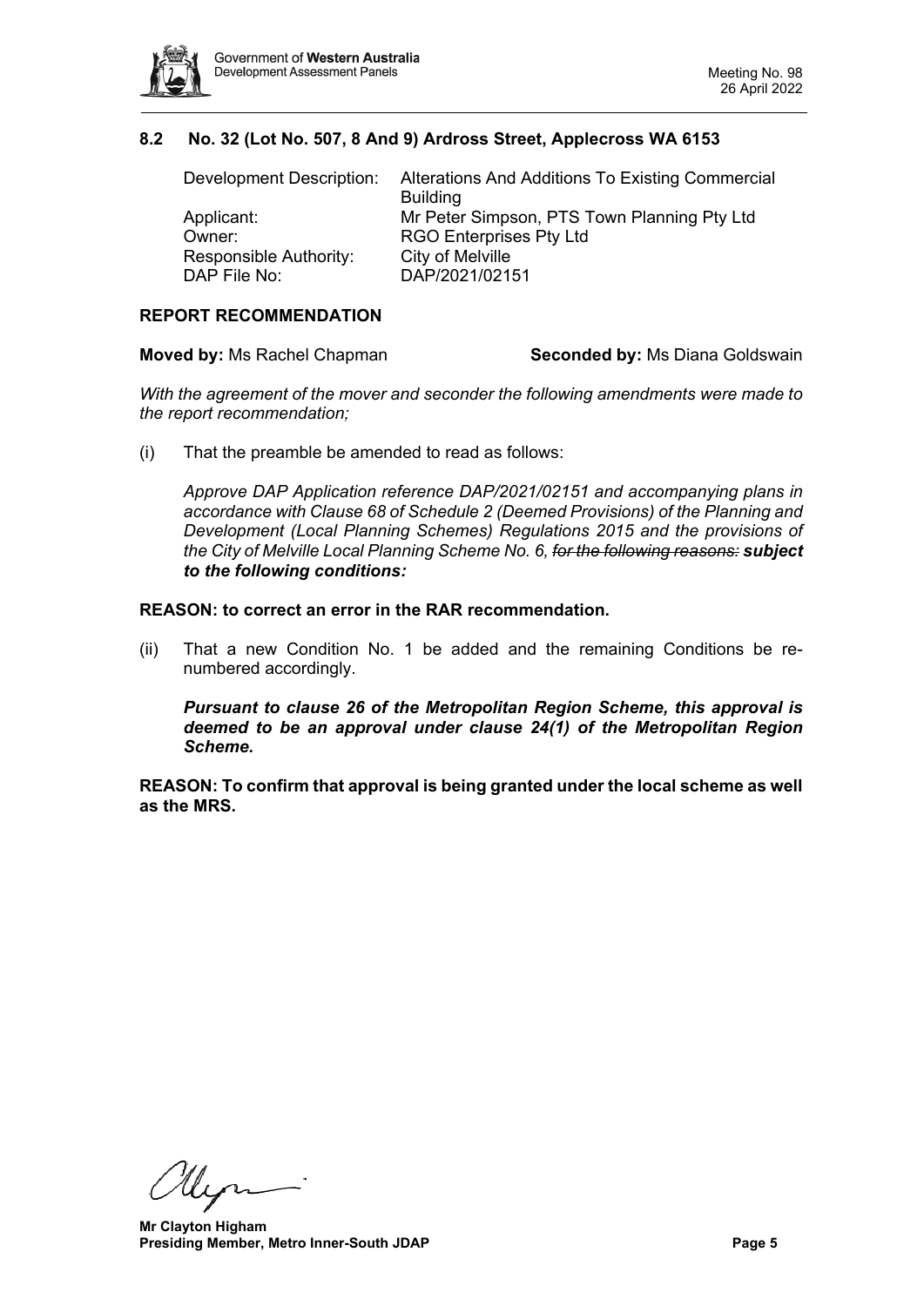## 8.2 No. 32 (Lot No. 507, 8 And 9) Ardross Street, Applecross WA 6153

| | |
|---|---|
| Development Description: | Alterations And Additions To Existing Commercial Building |
| Applicant: | Mr Peter Simpson, PTS Town Planning Pty Ltd |
| Owner: | RGO Enterprises Pty Ltd |
| Responsible Authority: | City of Melville |
| DAP File No: | DAP/2021/02151 |

### REPORT RECOMMENDATION

**Moved by:** Ms Rachel Chapman **Seconded by:** Ms Diana Goldswain

*With the agreement of the mover and seconder the following amendments were made to the report recommendation;*

(i) That the preamble be amended to read as follows:

*Approve DAP Application reference DAP/2021/02151 and accompanying plans in accordance with Clause 68 of Schedule 2 (Deemed Provisions) of the Planning and Development (Local Planning Schemes) Regulations 2015 and the provisions of the City of Melville Local Planning Scheme No. 6, ~~for the following reasons:~~* ***subject to the following conditions:***

**REASON: to correct an error in the RAR recommendation.**

(ii) That a new Condition No. 1 be added and the remaining Conditions be re-numbered accordingly.

***Pursuant to clause 26 of the Metropolitan Region Scheme, this approval is deemed to be an approval under clause 24(1) of the Metropolitan Region Scheme.***

**REASON: To confirm that approval is being granted under the local scheme as well as the MRS.**

**Mr Clayton Higham**
**Presiding Member, Metro Inner-South JDAP**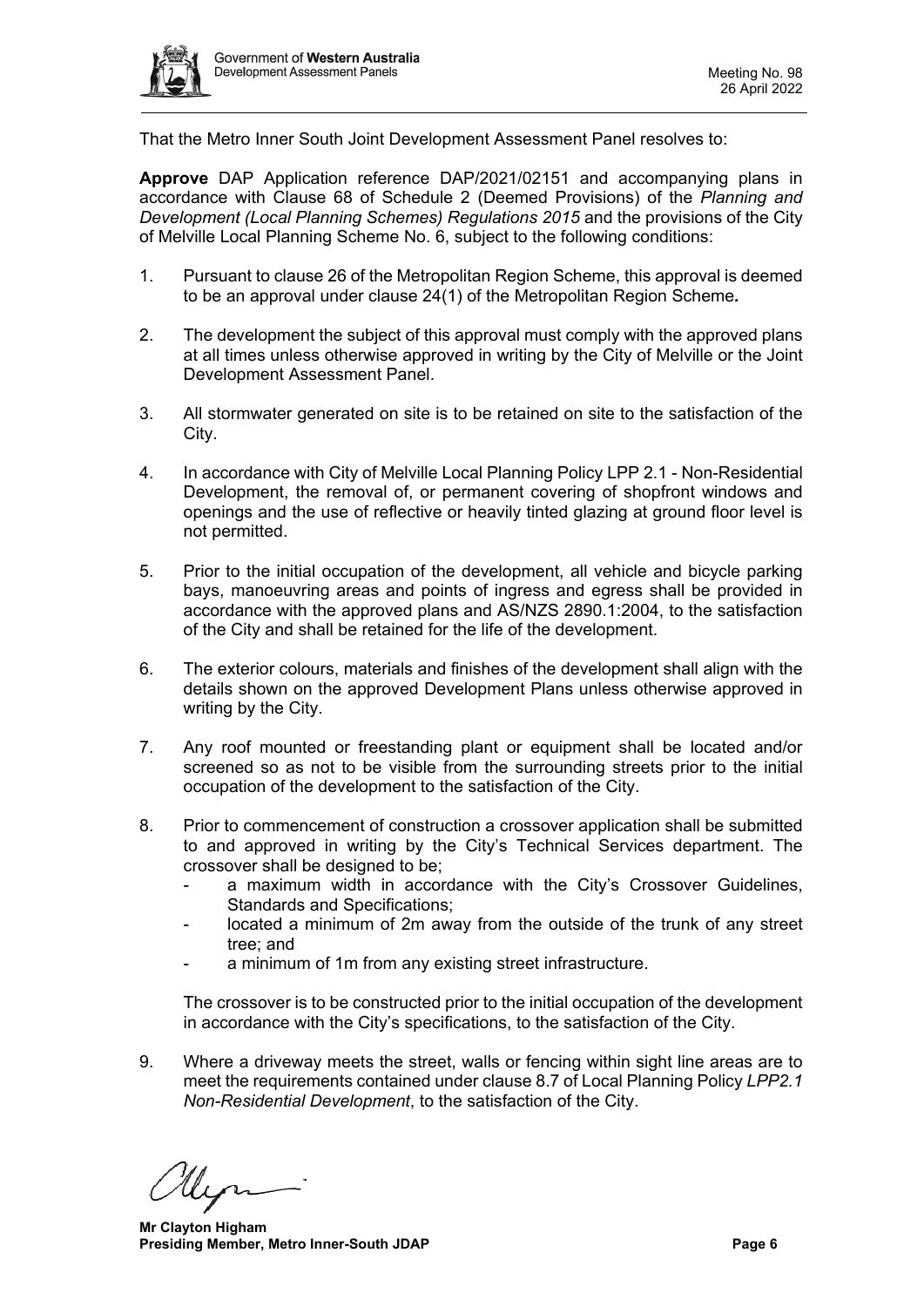That the Metro Inner South Joint Development Assessment Panel resolves to:

**Approve** DAP Application reference DAP/2021/02151 and accompanying plans in accordance with Clause 68 of Schedule 2 (Deemed Provisions) of the *Planning and Development (Local Planning Schemes) Regulations 2015* and the provisions of the City of Melville Local Planning Scheme No. 6, subject to the following conditions:

1. Pursuant to clause 26 of the Metropolitan Region Scheme, this approval is deemed to be an approval under clause 24(1) of the Metropolitan Region Scheme**.**

2. The development the subject of this approval must comply with the approved plans at all times unless otherwise approved in writing by the City of Melville or the Joint Development Assessment Panel.

3. All stormwater generated on site is to be retained on site to the satisfaction of the City.

4. In accordance with City of Melville Local Planning Policy LPP 2.1 - Non-Residential Development, the removal of, or permanent covering of shopfront windows and openings and the use of reflective or heavily tinted glazing at ground floor level is not permitted.

5. Prior to the initial occupation of the development, all vehicle and bicycle parking bays, manoeuvring areas and points of ingress and egress shall be provided in accordance with the approved plans and AS/NZS 2890.1:2004, to the satisfaction of the City and shall be retained for the life of the development.

6. The exterior colours, materials and finishes of the development shall align with the details shown on the approved Development Plans unless otherwise approved in writing by the City.

7. Any roof mounted or freestanding plant or equipment shall be located and/or screened so as not to be visible from the surrounding streets prior to the initial occupation of the development to the satisfaction of the City.

8. Prior to commencement of construction a crossover application shall be submitted to and approved in writing by the City's Technical Services department. The crossover shall be designed to be;
   - a maximum width in accordance with the City's Crossover Guidelines, Standards and Specifications;
   - located a minimum of 2m away from the outside of the trunk of any street tree; and
   - a minimum of 1m from any existing street infrastructure.

   The crossover is to be constructed prior to the initial occupation of the development in accordance with the City's specifications, to the satisfaction of the City.

9. Where a driveway meets the street, walls or fencing within sight line areas are to meet the requirements contained under clause 8.7 of Local Planning Policy *LPP2.1 Non-Residential Development*, to the satisfaction of the City.

**Mr Clayton Higham**
**Presiding Member, Metro Inner-South JDAP**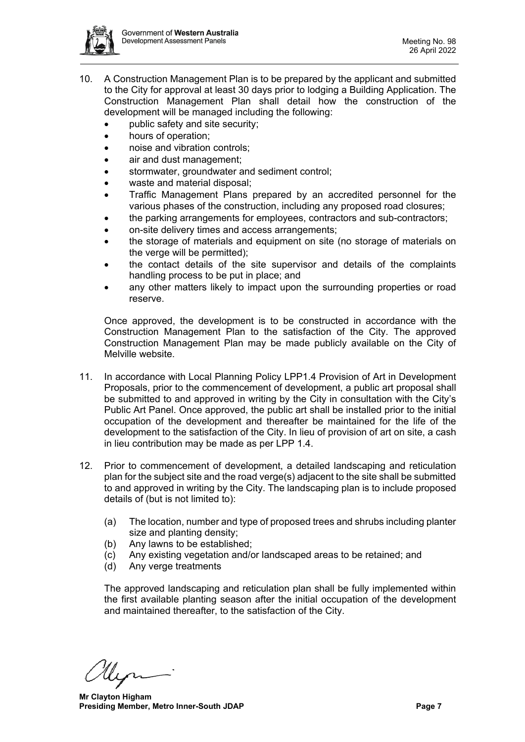10. A Construction Management Plan is to be prepared by the applicant and submitted to the City for approval at least 30 days prior to lodging a Building Application. The Construction Management Plan shall detail how the construction of the development will be managed including the following:
    - public safety and site security;
    - hours of operation;
    - noise and vibration controls;
    - air and dust management;
    - stormwater, groundwater and sediment control;
    - waste and material disposal;
    - Traffic Management Plans prepared by an accredited personnel for the various phases of the construction, including any proposed road closures;
    - the parking arrangements for employees, contractors and sub-contractors;
    - on-site delivery times and access arrangements;
    - the storage of materials and equipment on site (no storage of materials on the verge will be permitted);
    - the contact details of the site supervisor and details of the complaints handling process to be put in place; and
    - any other matters likely to impact upon the surrounding properties or road reserve.

    Once approved, the development is to be constructed in accordance with the Construction Management Plan to the satisfaction of the City. The approved Construction Management Plan may be made publicly available on the City of Melville website.

11. In accordance with Local Planning Policy LPP1.4 Provision of Art in Development Proposals, prior to the commencement of development, a public art proposal shall be submitted to and approved in writing by the City in consultation with the City's Public Art Panel. Once approved, the public art shall be installed prior to the initial occupation of the development and thereafter be maintained for the life of the development to the satisfaction of the City. In lieu of provision of art on site, a cash in lieu contribution may be made as per LPP 1.4.

12. Prior to commencement of development, a detailed landscaping and reticulation plan for the subject site and the road verge(s) adjacent to the site shall be submitted to and approved in writing by the City. The landscaping plan is to include proposed details of (but is not limited to):

    (a) The location, number and type of proposed trees and shrubs including planter size and planting density;
    (b) Any lawns to be established;
    (c) Any existing vegetation and/or landscaped areas to be retained; and
    (d) Any verge treatments

    The approved landscaping and reticulation plan shall be fully implemented within the first available planting season after the initial occupation of the development and maintained thereafter, to the satisfaction of the City.

**Mr Clayton Higham**
**Presiding Member, Metro Inner-South JDAP**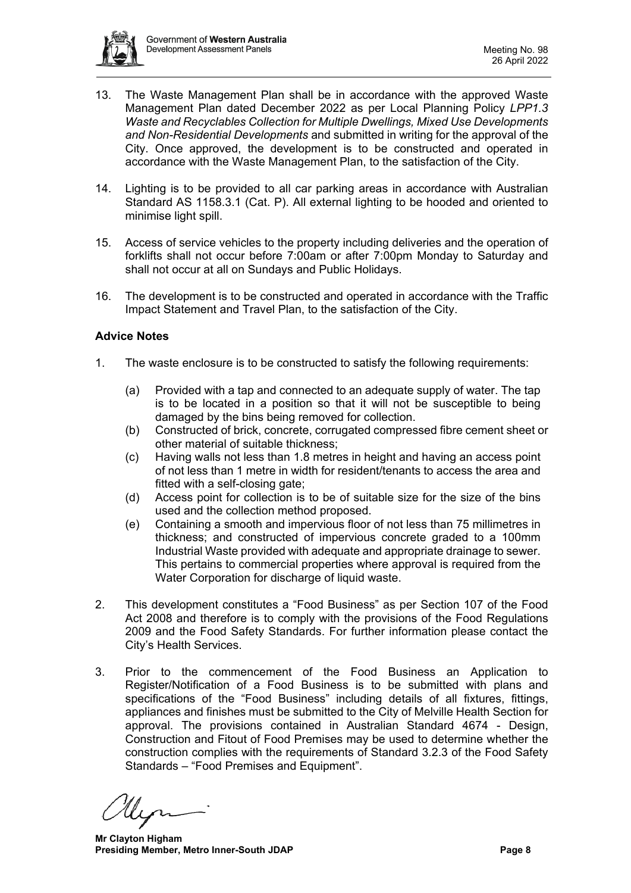13. The Waste Management Plan shall be in accordance with the approved Waste Management Plan dated December 2022 as per Local Planning Policy *LPP1.3 Waste and Recyclables Collection for Multiple Dwellings, Mixed Use Developments and Non-Residential Developments* and submitted in writing for the approval of the City. Once approved, the development is to be constructed and operated in accordance with the Waste Management Plan, to the satisfaction of the City.

14. Lighting is to be provided to all car parking areas in accordance with Australian Standard AS 1158.3.1 (Cat. P). All external lighting to be hooded and oriented to minimise light spill.

15. Access of service vehicles to the property including deliveries and the operation of forklifts shall not occur before 7:00am or after 7:00pm Monday to Saturday and shall not occur at all on Sundays and Public Holidays.

16. The development is to be constructed and operated in accordance with the Traffic Impact Statement and Travel Plan, to the satisfaction of the City.

**Advice Notes**

1. The waste enclosure is to be constructed to satisfy the following requirements:

   (a) Provided with a tap and connected to an adequate supply of water. The tap is to be located in a position so that it will not be susceptible to being damaged by the bins being removed for collection.
   (b) Constructed of brick, concrete, corrugated compressed fibre cement sheet or other material of suitable thickness;
   (c) Having walls not less than 1.8 metres in height and having an access point of not less than 1 metre in width for resident/tenants to access the area and fitted with a self-closing gate;
   (d) Access point for collection is to be of suitable size for the size of the bins used and the collection method proposed.
   (e) Containing a smooth and impervious floor of not less than 75 millimetres in thickness; and constructed of impervious concrete graded to a 100mm Industrial Waste provided with adequate and appropriate drainage to sewer. This pertains to commercial properties where approval is required from the Water Corporation for discharge of liquid waste.

2. This development constitutes a "Food Business" as per Section 107 of the Food Act 2008 and therefore is to comply with the provisions of the Food Regulations 2009 and the Food Safety Standards. For further information please contact the City's Health Services.

3. Prior to the commencement of the Food Business an Application to Register/Notification of a Food Business is to be submitted with plans and specifications of the "Food Business" including details of all fixtures, fittings, appliances and finishes must be submitted to the City of Melville Health Section for approval. The provisions contained in Australian Standard 4674 - Design, Construction and Fitout of Food Premises may be used to determine whether the construction complies with the requirements of Standard 3.2.3 of the Food Safety Standards – "Food Premises and Equipment".

**Mr Clayton Higham**
**Presiding Member, Metro Inner-South JDAP**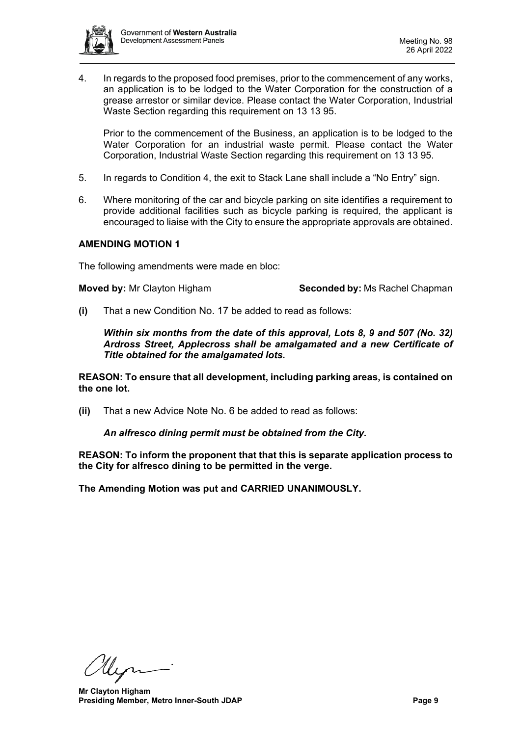4. In regards to the proposed food premises, prior to the commencement of any works, an application is to be lodged to the Water Corporation for the construction of a grease arrestor or similar device. Please contact the Water Corporation, Industrial Waste Section regarding this requirement on 13 13 95.

   Prior to the commencement of the Business, an application is to be lodged to the Water Corporation for an industrial waste permit. Please contact the Water Corporation, Industrial Waste Section regarding this requirement on 13 13 95.

5. In regards to Condition 4, the exit to Stack Lane shall include a "No Entry" sign.

6. Where monitoring of the car and bicycle parking on site identifies a requirement to provide additional facilities such as bicycle parking is required, the applicant is encouraged to liaise with the City to ensure the appropriate approvals are obtained.

**AMENDING MOTION 1**

The following amendments were made en bloc:

**Moved by:** Mr Clayton Higham **Seconded by:** Ms Rachel Chapman

**(i)** That a new Condition No. 17 be added to read as follows:

***Within six months from the date of this approval, Lots 8, 9 and 507 (No. 32) Ardross Street, Applecross shall be amalgamated and a new Certificate of Title obtained for the amalgamated lots.***

**REASON: To ensure that all development, including parking areas, is contained on the one lot.**

**(ii)** That a new Advice Note No. 6 be added to read as follows:

***An alfresco dining permit must be obtained from the City.***

**REASON: To inform the proponent that that this is separate application process to the City for alfresco dining to be permitted in the verge.**

**The Amending Motion was put and CARRIED UNANIMOUSLY.**

**Mr Clayton Higham**
**Presiding Member, Metro Inner-South JDAP**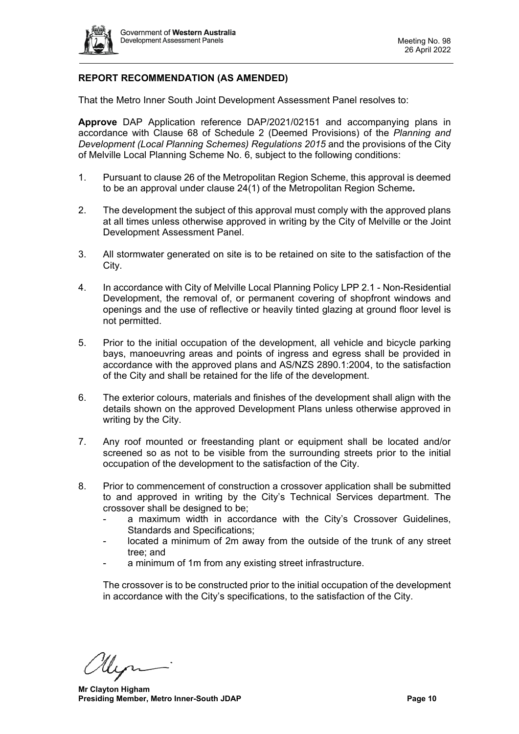## REPORT RECOMMENDATION (AS AMENDED)

That the Metro Inner South Joint Development Assessment Panel resolves to:

**Approve** DAP Application reference DAP/2021/02151 and accompanying plans in accordance with Clause 68 of Schedule 2 (Deemed Provisions) of the *Planning and Development (Local Planning Schemes) Regulations 2015* and the provisions of the City of Melville Local Planning Scheme No. 6, subject to the following conditions:

1. Pursuant to clause 26 of the Metropolitan Region Scheme, this approval is deemed to be an approval under clause 24(1) of the Metropolitan Region Scheme**.**

2. The development the subject of this approval must comply with the approved plans at all times unless otherwise approved in writing by the City of Melville or the Joint Development Assessment Panel.

3. All stormwater generated on site is to be retained on site to the satisfaction of the City.

4. In accordance with City of Melville Local Planning Policy LPP 2.1 - Non-Residential Development, the removal of, or permanent covering of shopfront windows and openings and the use of reflective or heavily tinted glazing at ground floor level is not permitted.

5. Prior to the initial occupation of the development, all vehicle and bicycle parking bays, manoeuvring areas and points of ingress and egress shall be provided in accordance with the approved plans and AS/NZS 2890.1:2004, to the satisfaction of the City and shall be retained for the life of the development.

6. The exterior colours, materials and finishes of the development shall align with the details shown on the approved Development Plans unless otherwise approved in writing by the City.

7. Any roof mounted or freestanding plant or equipment shall be located and/or screened so as not to be visible from the surrounding streets prior to the initial occupation of the development to the satisfaction of the City.

8. Prior to commencement of construction a crossover application shall be submitted to and approved in writing by the City's Technical Services department. The crossover shall be designed to be;
   - a maximum width in accordance with the City's Crossover Guidelines, Standards and Specifications;
   - located a minimum of 2m away from the outside of the trunk of any street tree; and
   - a minimum of 1m from any existing street infrastructure.

   The crossover is to be constructed prior to the initial occupation of the development in accordance with the City's specifications, to the satisfaction of the City.

**Mr Clayton Higham**
**Presiding Member, Metro Inner-South JDAP**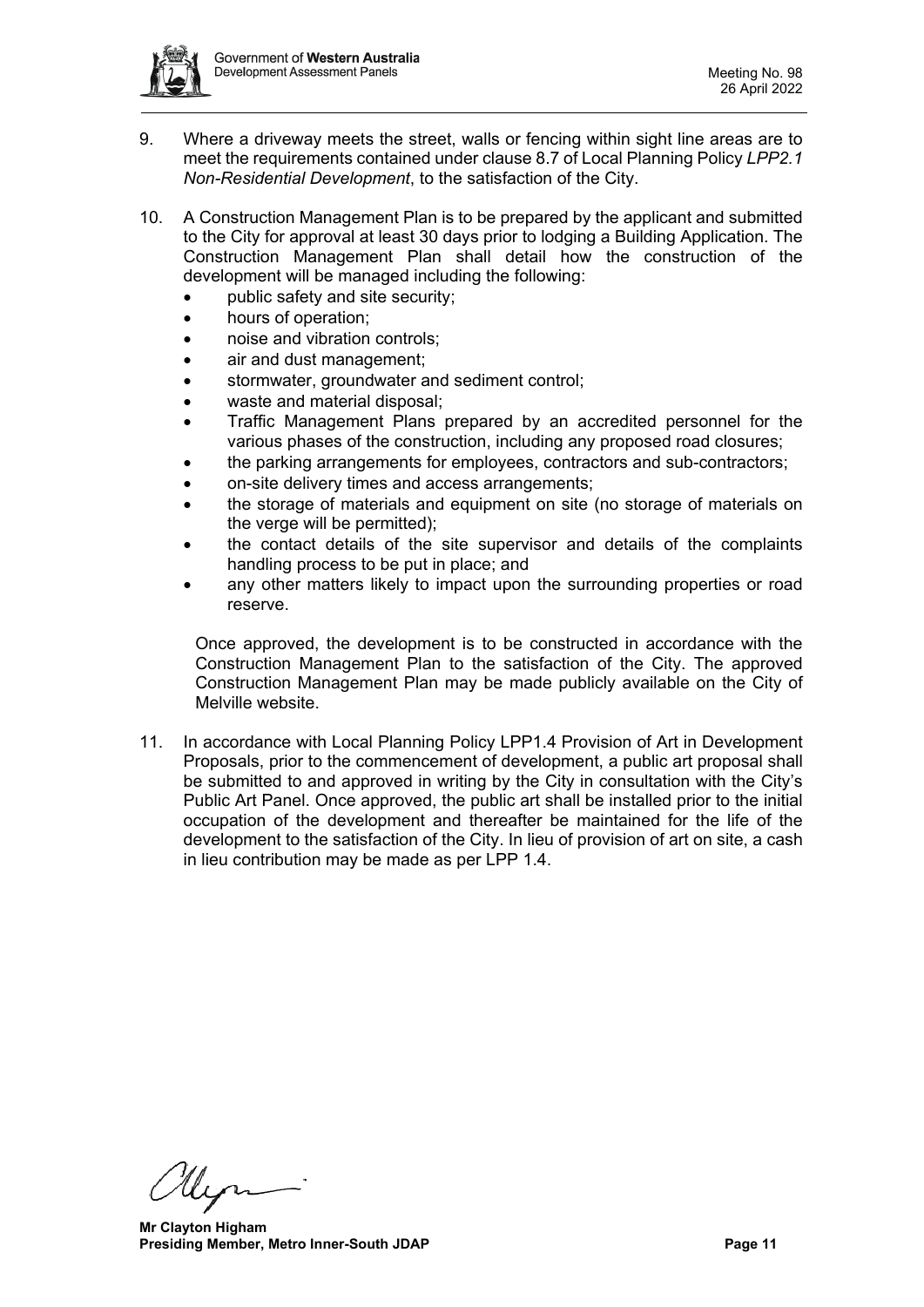9. Where a driveway meets the street, walls or fencing within sight line areas are to meet the requirements contained under clause 8.7 of Local Planning Policy *LPP2.1 Non-Residential Development*, to the satisfaction of the City.

10. A Construction Management Plan is to be prepared by the applicant and submitted to the City for approval at least 30 days prior to lodging a Building Application. The Construction Management Plan shall detail how the construction of the development will be managed including the following:
    - public safety and site security;
    - hours of operation;
    - noise and vibration controls;
    - air and dust management;
    - stormwater, groundwater and sediment control;
    - waste and material disposal;
    - Traffic Management Plans prepared by an accredited personnel for the various phases of the construction, including any proposed road closures;
    - the parking arrangements for employees, contractors and sub-contractors;
    - on-site delivery times and access arrangements;
    - the storage of materials and equipment on site (no storage of materials on the verge will be permitted);
    - the contact details of the site supervisor and details of the complaints handling process to be put in place; and
    - any other matters likely to impact upon the surrounding properties or road reserve.

    Once approved, the development is to be constructed in accordance with the Construction Management Plan to the satisfaction of the City. The approved Construction Management Plan may be made publicly available on the City of Melville website.

11. In accordance with Local Planning Policy LPP1.4 Provision of Art in Development Proposals, prior to the commencement of development, a public art proposal shall be submitted to and approved in writing by the City in consultation with the City's Public Art Panel. Once approved, the public art shall be installed prior to the initial occupation of the development and thereafter be maintained for the life of the development to the satisfaction of the City. In lieu of provision of art on site, a cash in lieu contribution may be made as per LPP 1.4.

**Mr Clayton Higham**
**Presiding Member, Metro Inner-South JDAP**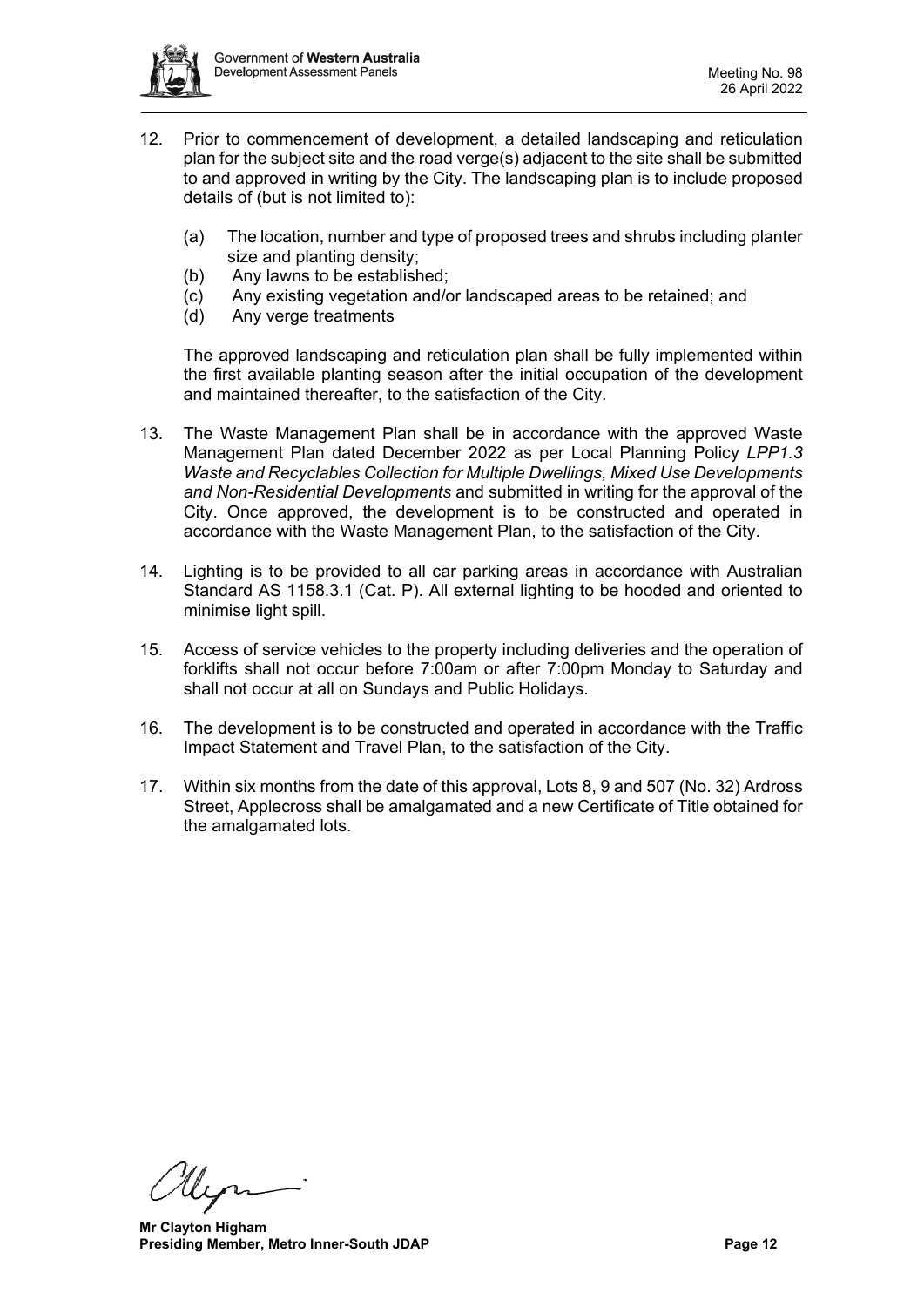12. Prior to commencement of development, a detailed landscaping and reticulation plan for the subject site and the road verge(s) adjacent to the site shall be submitted to and approved in writing by the City. The landscaping plan is to include proposed details of (but is not limited to):

    (a) The location, number and type of proposed trees and shrubs including planter size and planting density;
    (b) Any lawns to be established;
    (c) Any existing vegetation and/or landscaped areas to be retained; and
    (d) Any verge treatments

    The approved landscaping and reticulation plan shall be fully implemented within the first available planting season after the initial occupation of the development and maintained thereafter, to the satisfaction of the City.

13. The Waste Management Plan shall be in accordance with the approved Waste Management Plan dated December 2022 as per Local Planning Policy *LPP1.3 Waste and Recyclables Collection for Multiple Dwellings, Mixed Use Developments and Non-Residential Developments* and submitted in writing for the approval of the City. Once approved, the development is to be constructed and operated in accordance with the Waste Management Plan, to the satisfaction of the City.

14. Lighting is to be provided to all car parking areas in accordance with Australian Standard AS 1158.3.1 (Cat. P). All external lighting to be hooded and oriented to minimise light spill.

15. Access of service vehicles to the property including deliveries and the operation of forklifts shall not occur before 7:00am or after 7:00pm Monday to Saturday and shall not occur at all on Sundays and Public Holidays.

16. The development is to be constructed and operated in accordance with the Traffic Impact Statement and Travel Plan, to the satisfaction of the City.

17. Within six months from the date of this approval, Lots 8, 9 and 507 (No. 32) Ardross Street, Applecross shall be amalgamated and a new Certificate of Title obtained for the amalgamated lots.

**Mr Clayton Higham**
**Presiding Member, Metro Inner-South JDAP**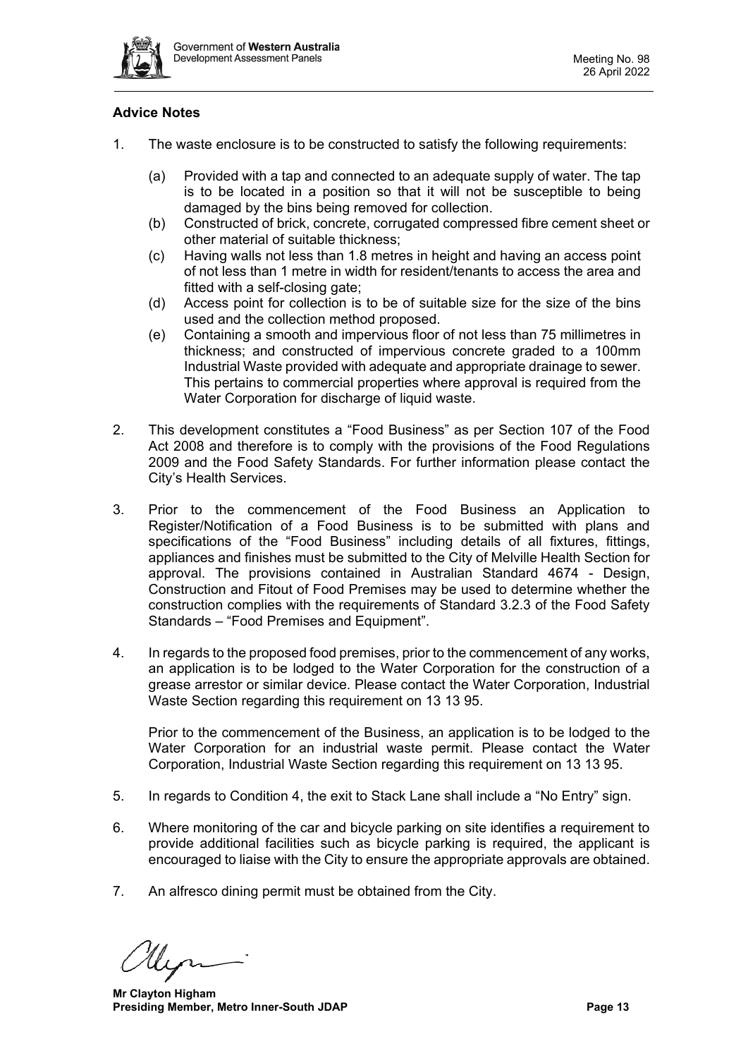**Advice Notes**

1. The waste enclosure is to be constructed to satisfy the following requirements:

   (a) Provided with a tap and connected to an adequate supply of water. The tap is to be located in a position so that it will not be susceptible to being damaged by the bins being removed for collection.
   (b) Constructed of brick, concrete, corrugated compressed fibre cement sheet or other material of suitable thickness;
   (c) Having walls not less than 1.8 metres in height and having an access point of not less than 1 metre in width for resident/tenants to access the area and fitted with a self-closing gate;
   (d) Access point for collection is to be of suitable size for the size of the bins used and the collection method proposed.
   (e) Containing a smooth and impervious floor of not less than 75 millimetres in thickness; and constructed of impervious concrete graded to a 100mm Industrial Waste provided with adequate and appropriate drainage to sewer. This pertains to commercial properties where approval is required from the Water Corporation for discharge of liquid waste.

2. This development constitutes a "Food Business" as per Section 107 of the Food Act 2008 and therefore is to comply with the provisions of the Food Regulations 2009 and the Food Safety Standards. For further information please contact the City's Health Services.

3. Prior to the commencement of the Food Business an Application to Register/Notification of a Food Business is to be submitted with plans and specifications of the "Food Business" including details of all fixtures, fittings, appliances and finishes must be submitted to the City of Melville Health Section for approval. The provisions contained in Australian Standard 4674 - Design, Construction and Fitout of Food Premises may be used to determine whether the construction complies with the requirements of Standard 3.2.3 of the Food Safety Standards – "Food Premises and Equipment".

4. In regards to the proposed food premises, prior to the commencement of any works, an application is to be lodged to the Water Corporation for the construction of a grease arrestor or similar device. Please contact the Water Corporation, Industrial Waste Section regarding this requirement on 13 13 95.

   Prior to the commencement of the Business, an application is to be lodged to the Water Corporation for an industrial waste permit. Please contact the Water Corporation, Industrial Waste Section regarding this requirement on 13 13 95.

5. In regards to Condition 4, the exit to Stack Lane shall include a "No Entry" sign.

6. Where monitoring of the car and bicycle parking on site identifies a requirement to provide additional facilities such as bicycle parking is required, the applicant is encouraged to liaise with the City to ensure the appropriate approvals are obtained.

7. An alfresco dining permit must be obtained from the City.

**Mr Clayton Higham**
**Presiding Member, Metro Inner-South JDAP**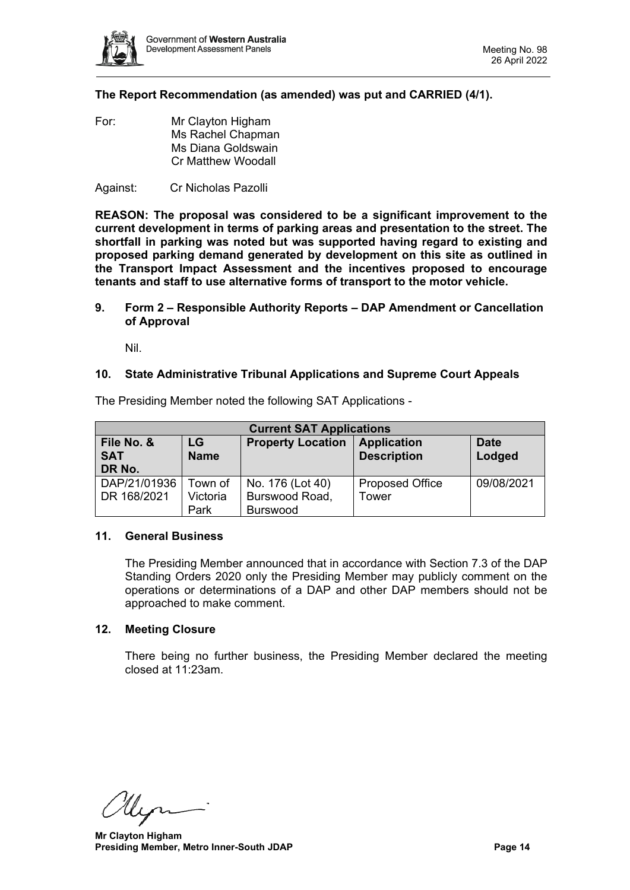**The Report Recommendation (as amended) was put and CARRIED (4/1).**

For: Mr Clayton Higham
Ms Rachel Chapman
Ms Diana Goldswain
Cr Matthew Woodall

Against: Cr Nicholas Pazolli

**REASON: The proposal was considered to be a significant improvement to the current development in terms of parking areas and presentation to the street. The shortfall in parking was noted but was supported having regard to existing and proposed parking demand generated by development on this site as outlined in the Transport Impact Assessment and the incentives proposed to encourage tenants and staff to use alternative forms of transport to the motor vehicle.**

## 9. Form 2 – Responsible Authority Reports – DAP Amendment or Cancellation of Approval

Nil.

## 10. State Administrative Tribunal Applications and Supreme Court Appeals

The Presiding Member noted the following SAT Applications -

| Current SAT Applications | | | | |
|---|---|---|---|---|
| **File No. & SAT DR No.** | **LG Name** | **Property Location** | **Application Description** | **Date Lodged** |
| DAP/21/01936 DR 168/2021 | Town of Victoria Park | No. 176 (Lot 40) Burswood Road, Burswood | Proposed Office Tower | 09/08/2021 |

## 11. General Business

The Presiding Member announced that in accordance with Section 7.3 of the DAP Standing Orders 2020 only the Presiding Member may publicly comment on the operations or determinations of a DAP and other DAP members should not be approached to make comment.

## 12. Meeting Closure

There being no further business, the Presiding Member declared the meeting closed at 11:23am.

**Mr Clayton Higham**
**Presiding Member, Metro Inner-South JDAP**